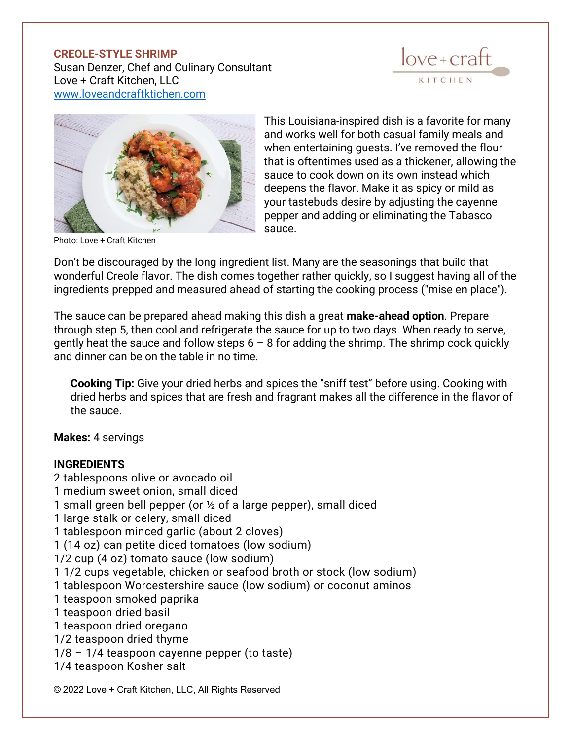# CREOLE-STYLE SHRIMP

Susan Denzer, Chef and Culinary Consultant
Love + Craft Kitchen, LLC
www.loveandcraftktichen.com

Photo: Love + Craft Kitchen

This Louisiana-inspired dish is a favorite for many and works well for both casual family meals and when entertaining guests. I've removed the flour that is oftentimes used as a thickener, allowing the sauce to cook down on its own instead which deepens the flavor. Make it as spicy or mild as your tastebuds desire by adjusting the cayenne pepper and adding or eliminating the Tabasco sauce.

Don't be discouraged by the long ingredient list. Many are the seasonings that build that wonderful Creole flavor. The dish comes together rather quickly, so I suggest having all of the ingredients prepped and measured ahead of starting the cooking process ("mise en place").

The sauce can be prepared ahead making this dish a great **make-ahead option**. Prepare through step 5, then cool and refrigerate the sauce for up to two days. When ready to serve, gently heat the sauce and follow steps 6 – 8 for adding the shrimp. The shrimp cook quickly and dinner can be on the table in no time.

> **Cooking Tip:** Give your dried herbs and spices the "sniff test" before using. Cooking with dried herbs and spices that are fresh and fragrant makes all the difference in the flavor of the sauce.

**Makes:** 4 servings

**INGREDIENTS**

2 tablespoons olive or avocado oil
1 medium sweet onion, small diced
1 small green bell pepper (or ½ of a large pepper), small diced
1 large stalk or celery, small diced
1 tablespoon minced garlic (about 2 cloves)
1 (14 oz) can petite diced tomatoes (low sodium)
1/2 cup (4 oz) tomato sauce (low sodium)
1 1/2 cups vegetable, chicken or seafood broth or stock (low sodium)
1 tablespoon Worcestershire sauce (low sodium) or coconut aminos
1 teaspoon smoked paprika
1 teaspoon dried basil
1 teaspoon dried oregano
1/2 teaspoon dried thyme
1/8 – 1/4 teaspoon cayenne pepper (to taste)
1/4 teaspoon Kosher salt

© 2022 Love + Craft Kitchen, LLC, All Rights Reserved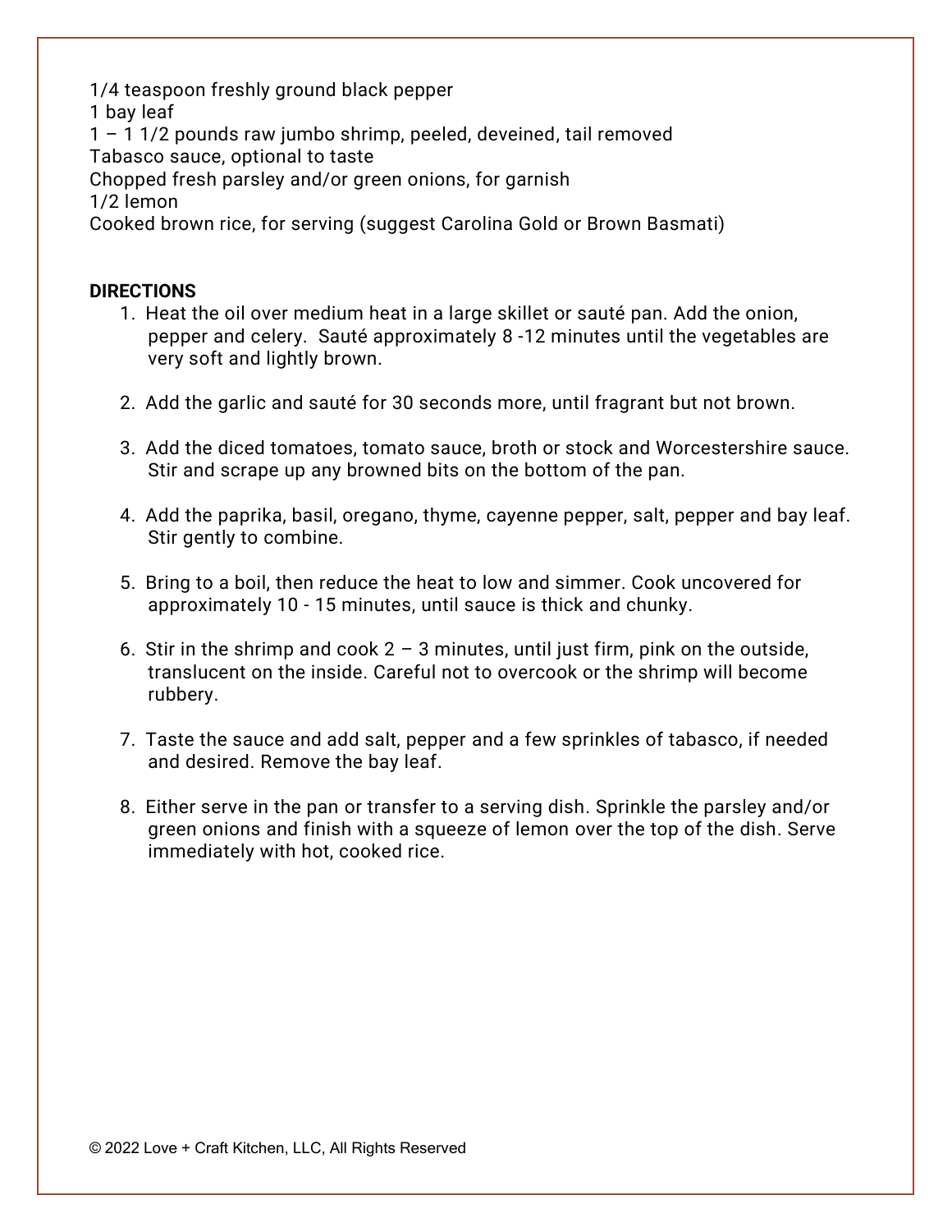1/4 teaspoon freshly ground black pepper
1 bay leaf
1 – 1 1/2 pounds raw jumbo shrimp, peeled, deveined, tail removed
Tabasco sauce, optional to taste
Chopped fresh parsley and/or green onions, for garnish
1/2 lemon
Cooked brown rice, for serving (suggest Carolina Gold or Brown Basmati)

**DIRECTIONS**

1. Heat the oil over medium heat in a large skillet or sauté pan. Add the onion, pepper and celery. Sauté approximately 8 -12 minutes until the vegetables are very soft and lightly brown.

2. Add the garlic and sauté for 30 seconds more, until fragrant but not brown.

3. Add the diced tomatoes, tomato sauce, broth or stock and Worcestershire sauce. Stir and scrape up any browned bits on the bottom of the pan.

4. Add the paprika, basil, oregano, thyme, cayenne pepper, salt, pepper and bay leaf. Stir gently to combine.

5. Bring to a boil, then reduce the heat to low and simmer. Cook uncovered for approximately 10 - 15 minutes, until sauce is thick and chunky.

6. Stir in the shrimp and cook 2 – 3 minutes, until just firm, pink on the outside, translucent on the inside. Careful not to overcook or the shrimp will become rubbery.

7. Taste the sauce and add salt, pepper and a few sprinkles of tabasco, if needed and desired. Remove the bay leaf.

8. Either serve in the pan or transfer to a serving dish. Sprinkle the parsley and/or green onions and finish with a squeeze of lemon over the top of the dish. Serve immediately with hot, cooked rice.

© 2022 Love + Craft Kitchen, LLC, All Rights Reserved